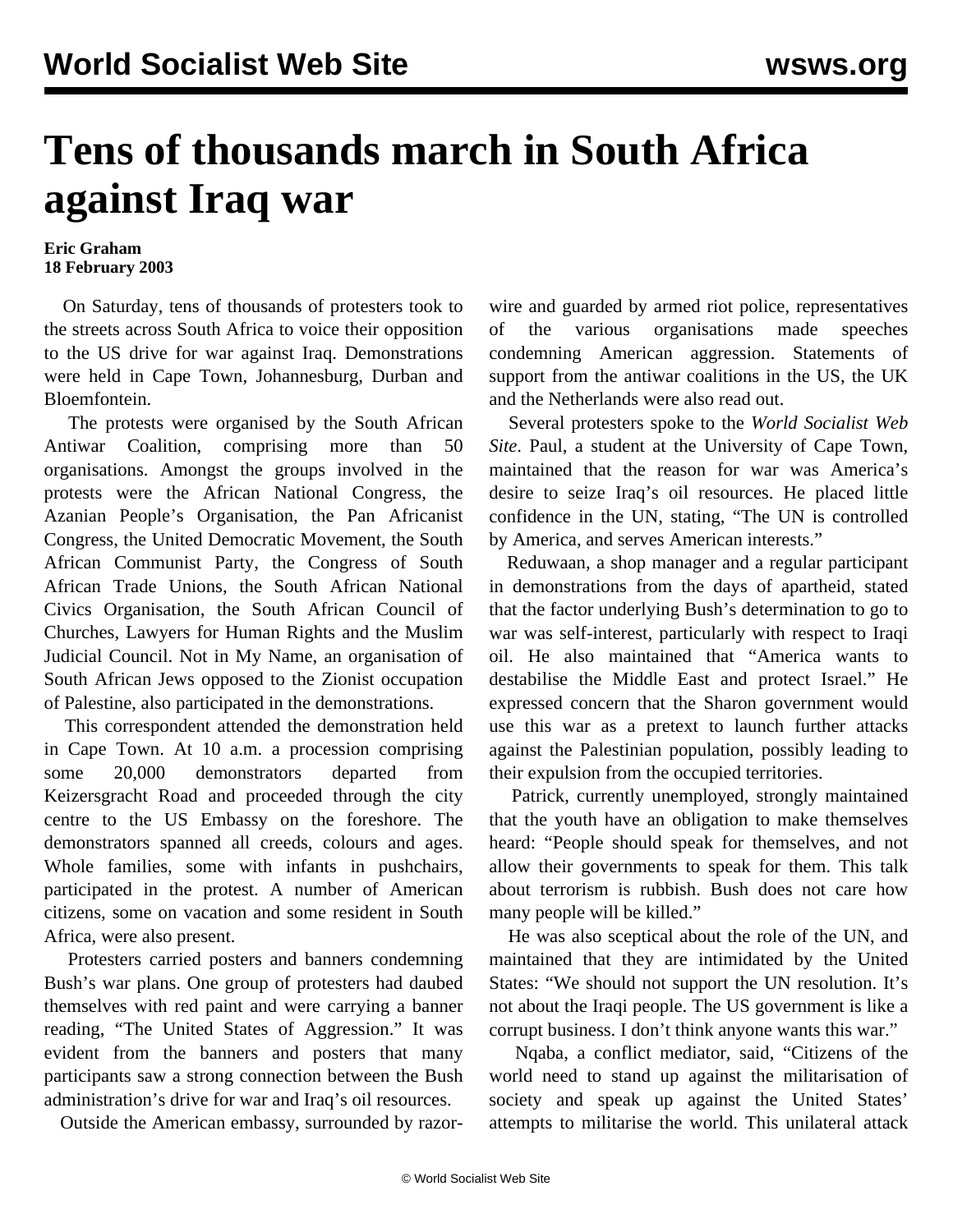# Tens of thousands march in South Africa against Iraq war

**Eric Graham**
**18 February 2003**

On Saturday, tens of thousands of protesters took to the streets across South Africa to voice their opposition to the US drive for war against Iraq. Demonstrations were held in Cape Town, Johannesburg, Durban and Bloemfontein.

The protests were organised by the South African Antiwar Coalition, comprising more than 50 organisations. Amongst the groups involved in the protests were the African National Congress, the Azanian People's Organisation, the Pan Africanist Congress, the United Democratic Movement, the South African Communist Party, the Congress of South African Trade Unions, the South African National Civics Organisation, the South African Council of Churches, Lawyers for Human Rights and the Muslim Judicial Council. Not in My Name, an organisation of South African Jews opposed to the Zionist occupation of Palestine, also participated in the demonstrations.

This correspondent attended the demonstration held in Cape Town. At 10 a.m. a procession comprising some 20,000 demonstrators departed from Keizersgracht Road and proceeded through the city centre to the US Embassy on the foreshore. The demonstrators spanned all creeds, colours and ages. Whole families, some with infants in pushchairs, participated in the protest. A number of American citizens, some on vacation and some resident in South Africa, were also present.

Protesters carried posters and banners condemning Bush's war plans. One group of protesters had daubed themselves with red paint and were carrying a banner reading, "The United States of Aggression." It was evident from the banners and posters that many participants saw a strong connection between the Bush administration's drive for war and Iraq's oil resources.

Outside the American embassy, surrounded by razor-wire and guarded by armed riot police, representatives of the various organisations made speeches condemning American aggression. Statements of support from the antiwar coalitions in the US, the UK and the Netherlands were also read out.

Several protesters spoke to the *World Socialist Web Site*. Paul, a student at the University of Cape Town, maintained that the reason for war was America's desire to seize Iraq's oil resources. He placed little confidence in the UN, stating, "The UN is controlled by America, and serves American interests."

Reduwaan, a shop manager and a regular participant in demonstrations from the days of apartheid, stated that the factor underlying Bush's determination to go to war was self-interest, particularly with respect to Iraqi oil. He also maintained that "America wants to destabilise the Middle East and protect Israel." He expressed concern that the Sharon government would use this war as a pretext to launch further attacks against the Palestinian population, possibly leading to their expulsion from the occupied territories.

Patrick, currently unemployed, strongly maintained that the youth have an obligation to make themselves heard: "People should speak for themselves, and not allow their governments to speak for them. This talk about terrorism is rubbish. Bush does not care how many people will be killed."

He was also sceptical about the role of the UN, and maintained that they are intimidated by the United States: "We should not support the UN resolution. It's not about the Iraqi people. The US government is like a corrupt business. I don't think anyone wants this war."

Nqaba, a conflict mediator, said, "Citizens of the world need to stand up against the militarisation of society and speak up against the United States' attempts to militarise the world. This unilateral attack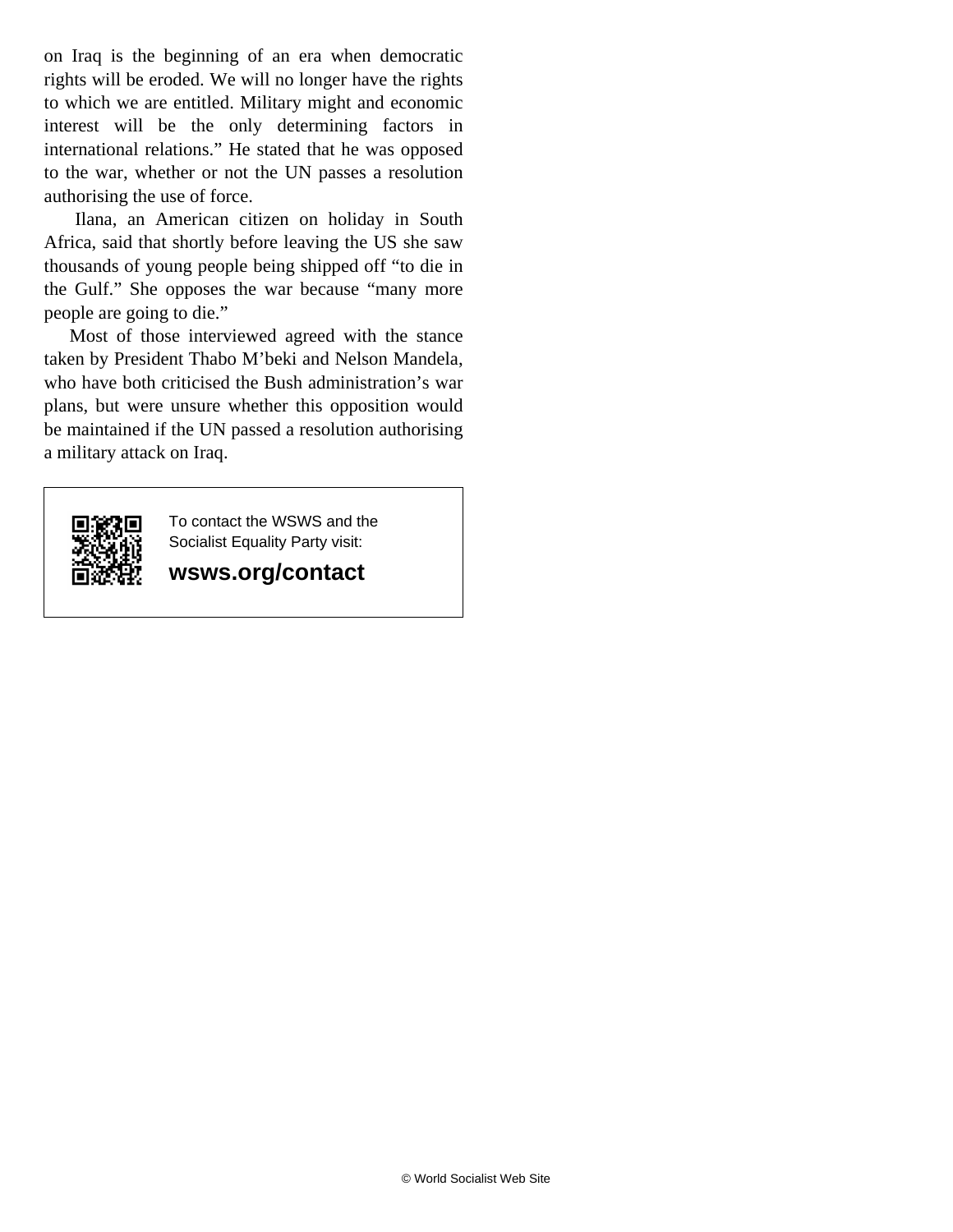on Iraq is the beginning of an era when democratic rights will be eroded. We will no longer have the rights to which we are entitled. Military might and economic interest will be the only determining factors in international relations." He stated that he was opposed to the war, whether or not the UN passes a resolution authorising the use of force.

Ilana, an American citizen on holiday in South Africa, said that shortly before leaving the US she saw thousands of young people being shipped off "to die in the Gulf." She opposes the war because "many more people are going to die."

Most of those interviewed agreed with the stance taken by President Thabo M'beki and Nelson Mandela, who have both criticised the Bush administration's war plans, but were unsure whether this opposition would be maintained if the UN passed a resolution authorising a military attack on Iraq.

To contact the WSWS and the Socialist Equality Party visit:

**wsws.org/contact**